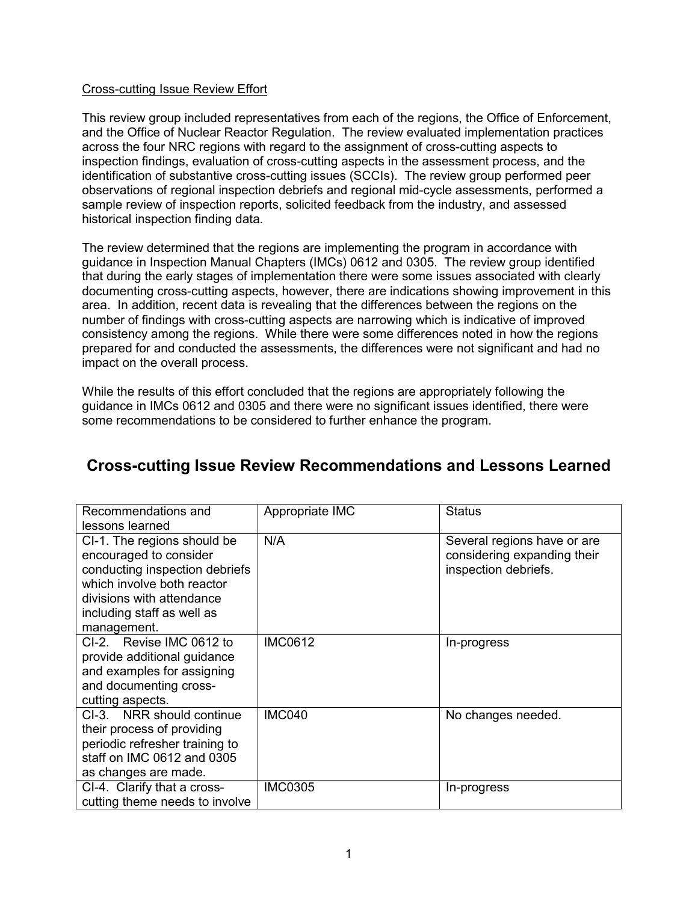Cross-cutting Issue Review Effort

This review group included representatives from each of the regions, the Office of Enforcement, and the Office of Nuclear Reactor Regulation. The review evaluated implementation practices across the four NRC regions with regard to the assignment of cross-cutting aspects to inspection findings, evaluation of cross-cutting aspects in the assessment process, and the identification of substantive cross-cutting issues (SCCIs). The review group performed peer observations of regional inspection debriefs and regional mid-cycle assessments, performed a sample review of inspection reports, solicited feedback from the industry, and assessed historical inspection finding data.

The review determined that the regions are implementing the program in accordance with guidance in Inspection Manual Chapters (IMCs) 0612 and 0305. The review group identified that during the early stages of implementation there were some issues associated with clearly documenting cross-cutting aspects, however, there are indications showing improvement in this area. In addition, recent data is revealing that the differences between the regions on the number of findings with cross-cutting aspects are narrowing which is indicative of improved consistency among the regions. While there were some differences noted in how the regions prepared for and conducted the assessments, the differences were not significant and had no impact on the overall process.

While the results of this effort concluded that the regions are appropriately following the guidance in IMCs 0612 and 0305 and there were no significant issues identified, there were some recommendations to be considered to further enhance the program.

## Cross-cutting Issue Review Recommendations and Lessons Learned

| Recommendations and lessons learned | Appropriate IMC | Status |
|---|---|---|
| CI-1. The regions should be encouraged to consider conducting inspection debriefs which involve both reactor divisions with attendance including staff as well as management. | N/A | Several regions have or are considering expanding their inspection debriefs. |
| CI-2. Revise IMC 0612 to provide additional guidance and examples for assigning and documenting cross-cutting aspects. | IMC0612 | In-progress |
| CI-3. NRR should continue their process of providing periodic refresher training to staff on IMC 0612 and 0305 as changes are made. | IMC040 | No changes needed. |
| CI-4. Clarify that a cross-cutting theme needs to involve | IMC0305 | In-progress |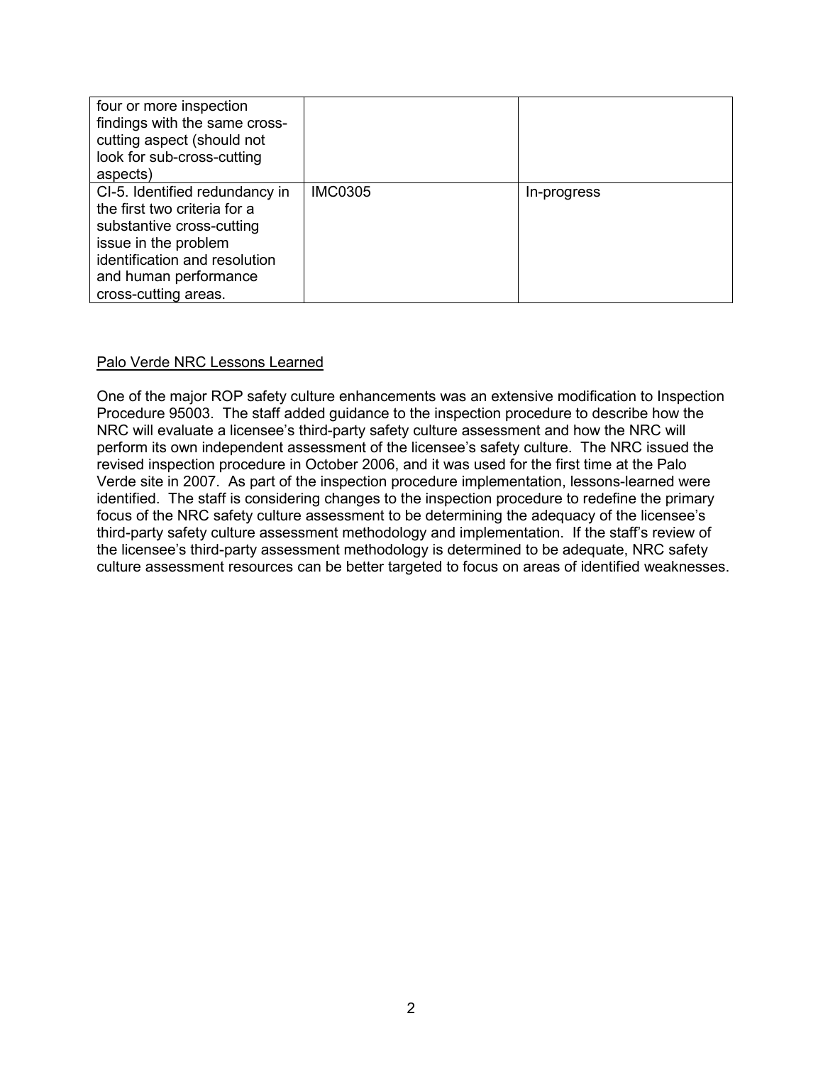| | | |
|---|---|---|
| four or more inspection findings with the same cross-cutting aspect (should not look for sub-cross-cutting aspects) | | |
| CI-5. Identified redundancy in the first two criteria for a substantive cross-cutting issue in the problem identification and resolution and human performance cross-cutting areas. | IMC0305 | In-progress |

<u>Palo Verde NRC Lessons Learned</u>

One of the major ROP safety culture enhancements was an extensive modification to Inspection Procedure 95003. The staff added guidance to the inspection procedure to describe how the NRC will evaluate a licensee's third-party safety culture assessment and how the NRC will perform its own independent assessment of the licensee's safety culture. The NRC issued the revised inspection procedure in October 2006, and it was used for the first time at the Palo Verde site in 2007. As part of the inspection procedure implementation, lessons-learned were identified. The staff is considering changes to the inspection procedure to redefine the primary focus of the NRC safety culture assessment to be determining the adequacy of the licensee's third-party safety culture assessment methodology and implementation. If the staff's review of the licensee's third-party assessment methodology is determined to be adequate, NRC safety culture assessment resources can be better targeted to focus on areas of identified weaknesses.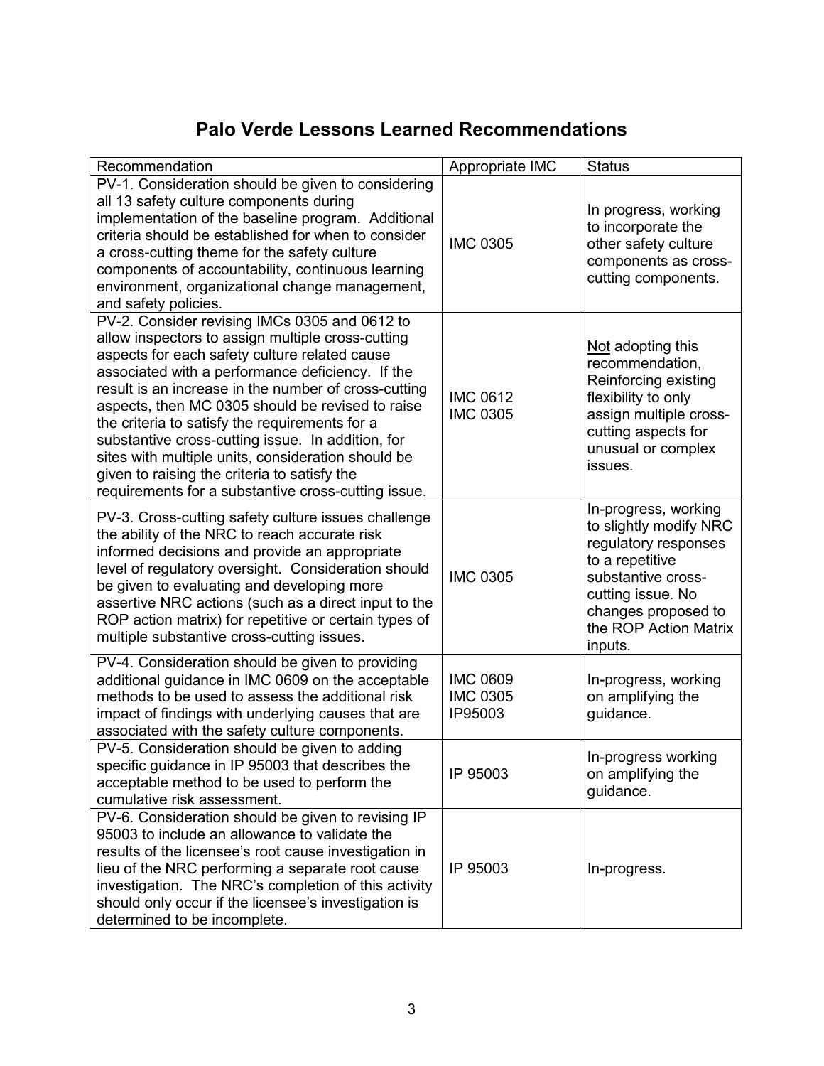# Palo Verde Lessons Learned Recommendations

| Recommendation | Appropriate IMC | Status |
|---|---|---|
| PV-1. Consideration should be given to considering all 13 safety culture components during implementation of the baseline program. Additional criteria should be established for when to consider a cross-cutting theme for the safety culture components of accountability, continuous learning environment, organizational change management, and safety policies. | IMC 0305 | In progress, working to incorporate the other safety culture components as cross-cutting components. |
| PV-2. Consider revising IMCs 0305 and 0612 to allow inspectors to assign multiple cross-cutting aspects for each safety culture related cause associated with a performance deficiency. If the result is an increase in the number of cross-cutting aspects, then MC 0305 should be revised to raise the criteria to satisfy the requirements for a substantive cross-cutting issue. In addition, for sites with multiple units, consideration should be given to raising the criteria to satisfy the requirements for a substantive cross-cutting issue. | IMC 0612<br>IMC 0305 | <u>Not</u> adopting this recommendation, Reinforcing existing flexibility to only assign multiple cross-cutting aspects for unusual or complex issues. |
| PV-3. Cross-cutting safety culture issues challenge the ability of the NRC to reach accurate risk informed decisions and provide an appropriate level of regulatory oversight. Consideration should be given to evaluating and developing more assertive NRC actions (such as a direct input to the ROP action matrix) for repetitive or certain types of multiple substantive cross-cutting issues. | IMC 0305 | In-progress, working to slightly modify NRC regulatory responses to a repetitive substantive cross-cutting issue. No changes proposed to the ROP Action Matrix inputs. |
| PV-4. Consideration should be given to providing additional guidance in IMC 0609 on the acceptable methods to be used to assess the additional risk impact of findings with underlying causes that are associated with the safety culture components. | IMC 0609<br>IMC 0305<br>IP95003 | In-progress, working on amplifying the guidance. |
| PV-5. Consideration should be given to adding specific guidance in IP 95003 that describes the acceptable method to be used to perform the cumulative risk assessment. | IP 95003 | In-progress working on amplifying the guidance. |
| PV-6. Consideration should be given to revising IP 95003 to include an allowance to validate the results of the licensee's root cause investigation in lieu of the NRC performing a separate root cause investigation. The NRC's completion of this activity should only occur if the licensee's investigation is determined to be incomplete. | IP 95003 | In-progress. |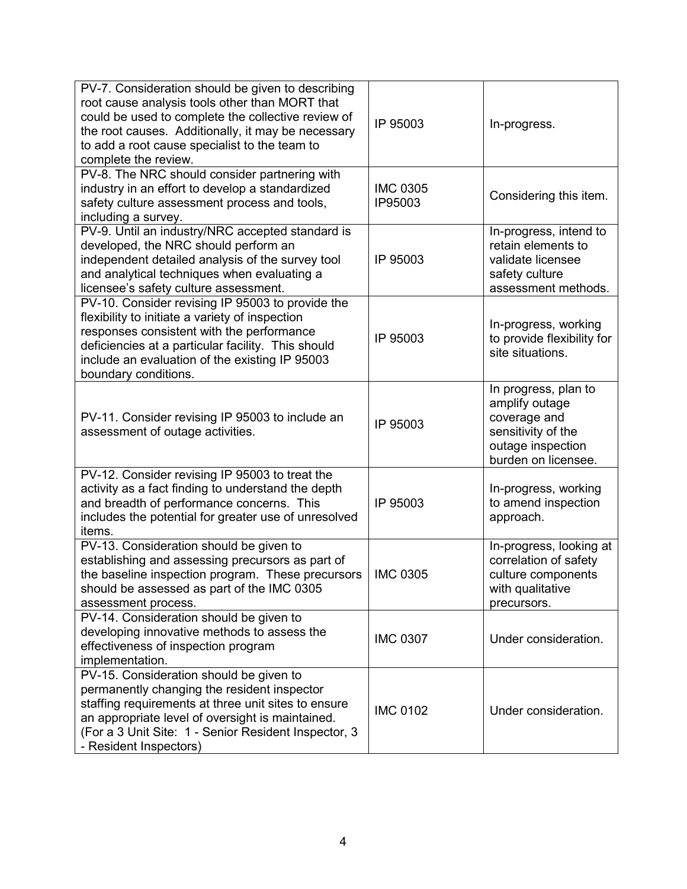| | | |
|---|---|---|
| PV-7. Consideration should be given to describing root cause analysis tools other than MORT that could be used to complete the collective review of the root causes. Additionally, it may be necessary to add a root cause specialist to the team to complete the review. | IP 95003 | In-progress. |
| PV-8. The NRC should consider partnering with industry in an effort to develop a standardized safety culture assessment process and tools, including a survey. | IMC 0305 IP95003 | Considering this item. |
| PV-9. Until an industry/NRC accepted standard is developed, the NRC should perform an independent detailed analysis of the survey tool and analytical techniques when evaluating a licensee's safety culture assessment. | IP 95003 | In-progress, intend to retain elements to validate licensee safety culture assessment methods. |
| PV-10. Consider revising IP 95003 to provide the flexibility to initiate a variety of inspection responses consistent with the performance deficiencies at a particular facility. This should include an evaluation of the existing IP 95003 boundary conditions. | IP 95003 | In-progress, working to provide flexibility for site situations. |
| PV-11. Consider revising IP 95003 to include an assessment of outage activities. | IP 95003 | In progress, plan to amplify outage coverage and sensitivity of the outage inspection burden on licensee. |
| PV-12. Consider revising IP 95003 to treat the activity as a fact finding to understand the depth and breadth of performance concerns. This includes the potential for greater use of unresolved items. | IP 95003 | In-progress, working to amend inspection approach. |
| PV-13. Consideration should be given to establishing and assessing precursors as part of the baseline inspection program. These precursors should be assessed as part of the IMC 0305 assessment process. | IMC 0305 | In-progress, looking at correlation of safety culture components with qualitative precursors. |
| PV-14. Consideration should be given to developing innovative methods to assess the effectiveness of inspection program implementation. | IMC 0307 | Under consideration. |
| PV-15. Consideration should be given to permanently changing the resident inspector staffing requirements at three unit sites to ensure an appropriate level of oversight is maintained. (For a 3 Unit Site: 1 - Senior Resident Inspector, 3 - Resident Inspectors) | IMC 0102 | Under consideration. |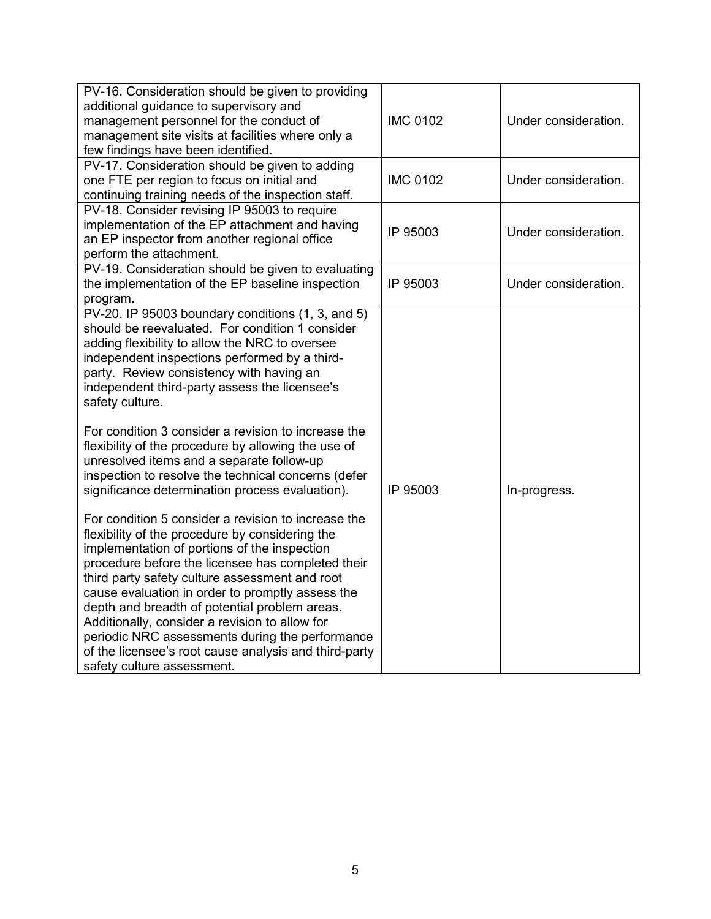| | | |
|---|---|---|
| PV-16. Consideration should be given to providing additional guidance to supervisory and management personnel for the conduct of management site visits at facilities where only a few findings have been identified. | IMC 0102 | Under consideration. |
| PV-17. Consideration should be given to adding one FTE per region to focus on initial and continuing training needs of the inspection staff. | IMC 0102 | Under consideration. |
| PV-18. Consider revising IP 95003 to require implementation of the EP attachment and having an EP inspector from another regional office perform the attachment. | IP 95003 | Under consideration. |
| PV-19. Consideration should be given to evaluating the implementation of the EP baseline inspection program. | IP 95003 | Under consideration. |
| PV-20. IP 95003 boundary conditions (1, 3, and 5) should be reevaluated. For condition 1 consider adding flexibility to allow the NRC to oversee independent inspections performed by a third-party. Review consistency with having an independent third-party assess the licensee's safety culture.<br><br>For condition 3 consider a revision to increase the flexibility of the procedure by allowing the use of unresolved items and a separate follow-up inspection to resolve the technical concerns (defer significance determination process evaluation).<br><br>For condition 5 consider a revision to increase the flexibility of the procedure by considering the implementation of portions of the inspection procedure before the licensee has completed their third party safety culture assessment and root cause evaluation in order to promptly assess the depth and breadth of potential problem areas. Additionally, consider a revision to allow for periodic NRC assessments during the performance of the licensee's root cause analysis and third-party safety culture assessment. | IP 95003 | In-progress. |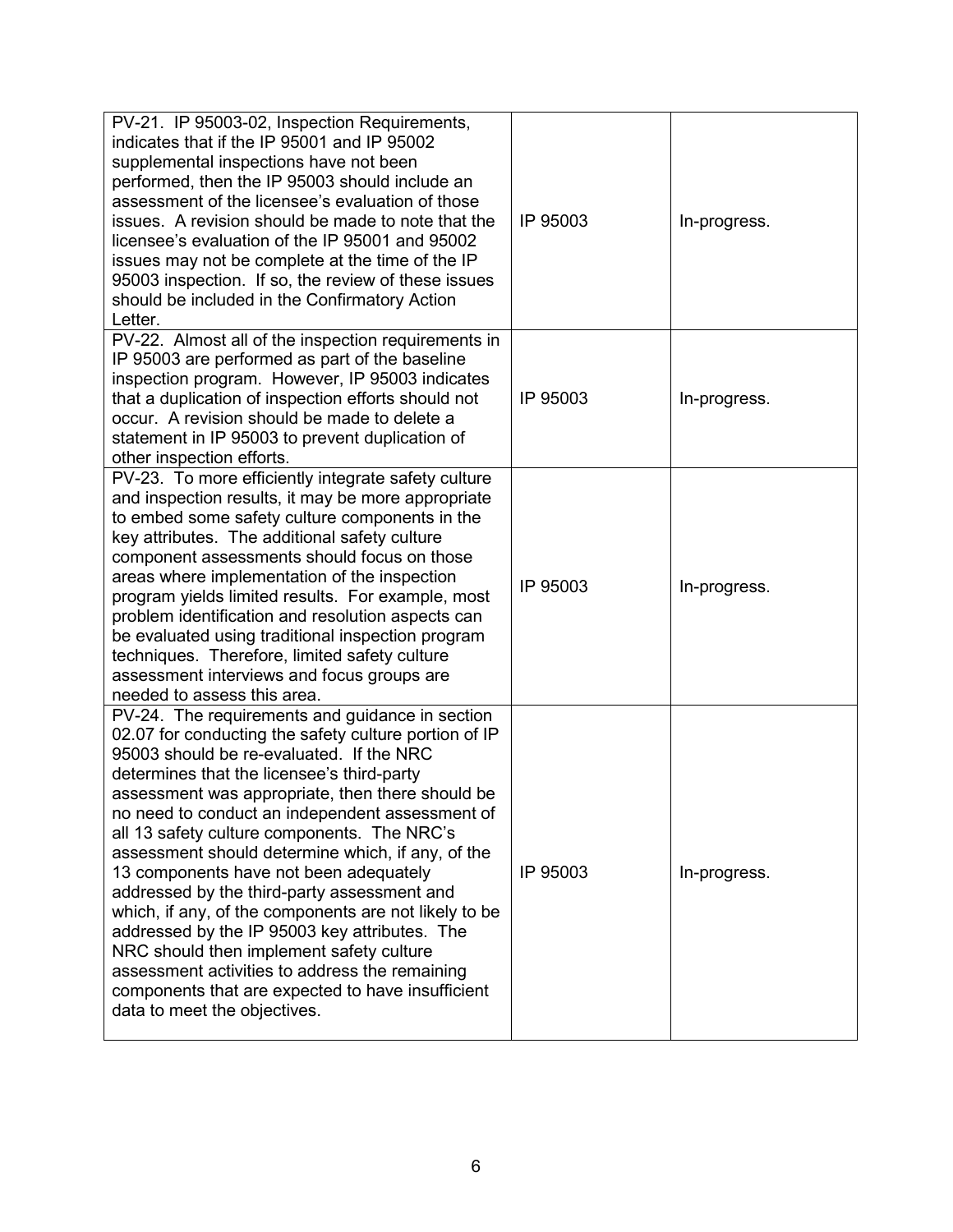| | | |
|---|---|---|
| PV-21. IP 95003-02, Inspection Requirements, indicates that if the IP 95001 and IP 95002 supplemental inspections have not been performed, then the IP 95003 should include an assessment of the licensee's evaluation of those issues. A revision should be made to note that the licensee's evaluation of the IP 95001 and 95002 issues may not be complete at the time of the IP 95003 inspection. If so, the review of these issues should be included in the Confirmatory Action Letter. | IP 95003 | In-progress. |
| PV-22. Almost all of the inspection requirements in IP 95003 are performed as part of the baseline inspection program. However, IP 95003 indicates that a duplication of inspection efforts should not occur. A revision should be made to delete a statement in IP 95003 to prevent duplication of other inspection efforts. | IP 95003 | In-progress. |
| PV-23. To more efficiently integrate safety culture and inspection results, it may be more appropriate to embed some safety culture components in the key attributes. The additional safety culture component assessments should focus on those areas where implementation of the inspection program yields limited results. For example, most problem identification and resolution aspects can be evaluated using traditional inspection program techniques. Therefore, limited safety culture assessment interviews and focus groups are needed to assess this area. | IP 95003 | In-progress. |
| PV-24. The requirements and guidance in section 02.07 for conducting the safety culture portion of IP 95003 should be re-evaluated. If the NRC determines that the licensee's third-party assessment was appropriate, then there should be no need to conduct an independent assessment of all 13 safety culture components. The NRC's assessment should determine which, if any, of the 13 components have not been adequately addressed by the third-party assessment and which, if any, of the components are not likely to be addressed by the IP 95003 key attributes. The NRC should then implement safety culture assessment activities to address the remaining components that are expected to have insufficient data to meet the objectives. | IP 95003 | In-progress. |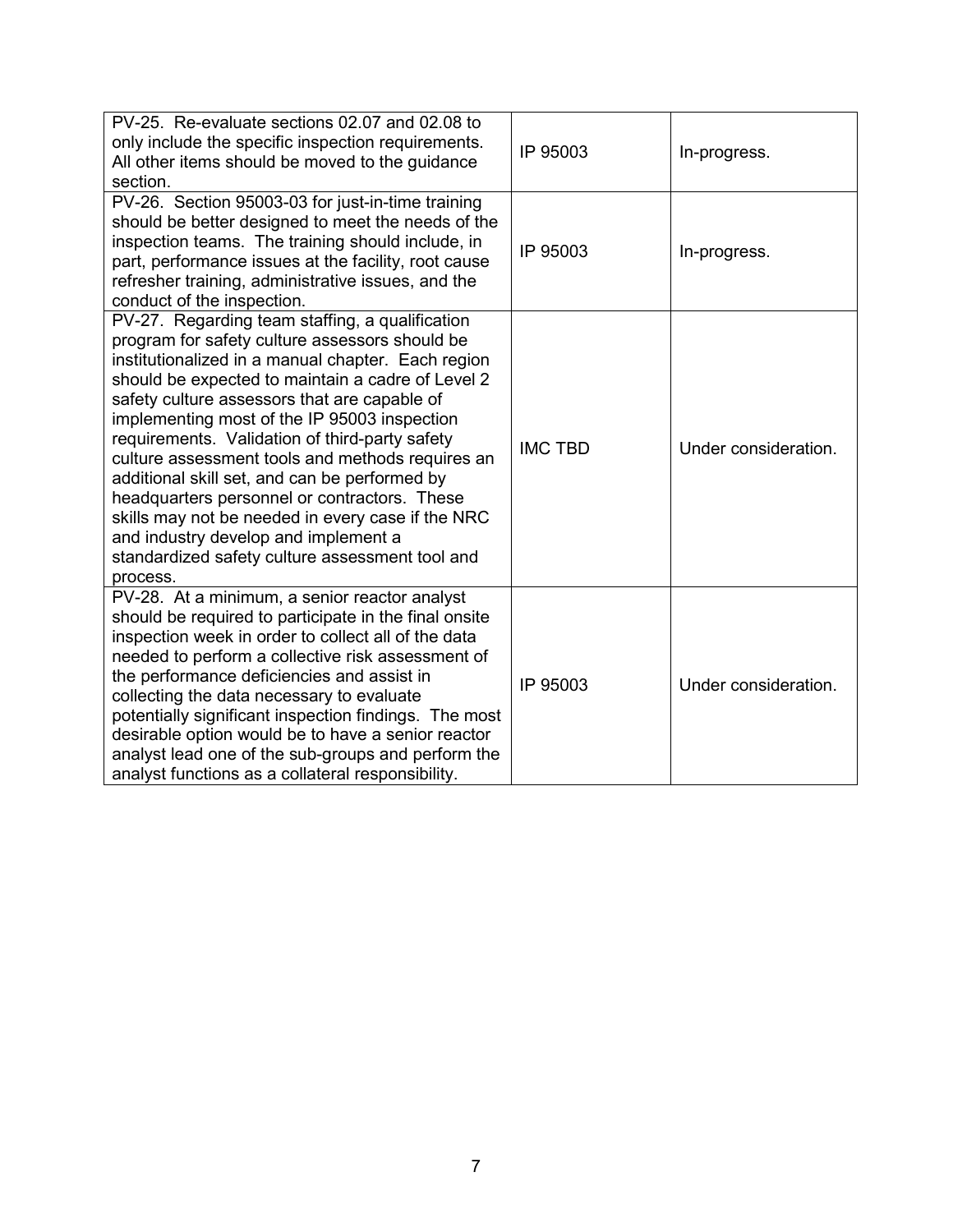| | | |
|---|---|---|
| PV-25. Re-evaluate sections 02.07 and 02.08 to only include the specific inspection requirements. All other items should be moved to the guidance section. | IP 95003 | In-progress. |
| PV-26. Section 95003-03 for just-in-time training should be better designed to meet the needs of the inspection teams. The training should include, in part, performance issues at the facility, root cause refresher training, administrative issues, and the conduct of the inspection. | IP 95003 | In-progress. |
| PV-27. Regarding team staffing, a qualification program for safety culture assessors should be institutionalized in a manual chapter. Each region should be expected to maintain a cadre of Level 2 safety culture assessors that are capable of implementing most of the IP 95003 inspection requirements. Validation of third-party safety culture assessment tools and methods requires an additional skill set, and can be performed by headquarters personnel or contractors. These skills may not be needed in every case if the NRC and industry develop and implement a standardized safety culture assessment tool and process. | IMC TBD | Under consideration. |
| PV-28. At a minimum, a senior reactor analyst should be required to participate in the final onsite inspection week in order to collect all of the data needed to perform a collective risk assessment of the performance deficiencies and assist in collecting the data necessary to evaluate potentially significant inspection findings. The most desirable option would be to have a senior reactor analyst lead one of the sub-groups and perform the analyst functions as a collateral responsibility. | IP 95003 | Under consideration. |